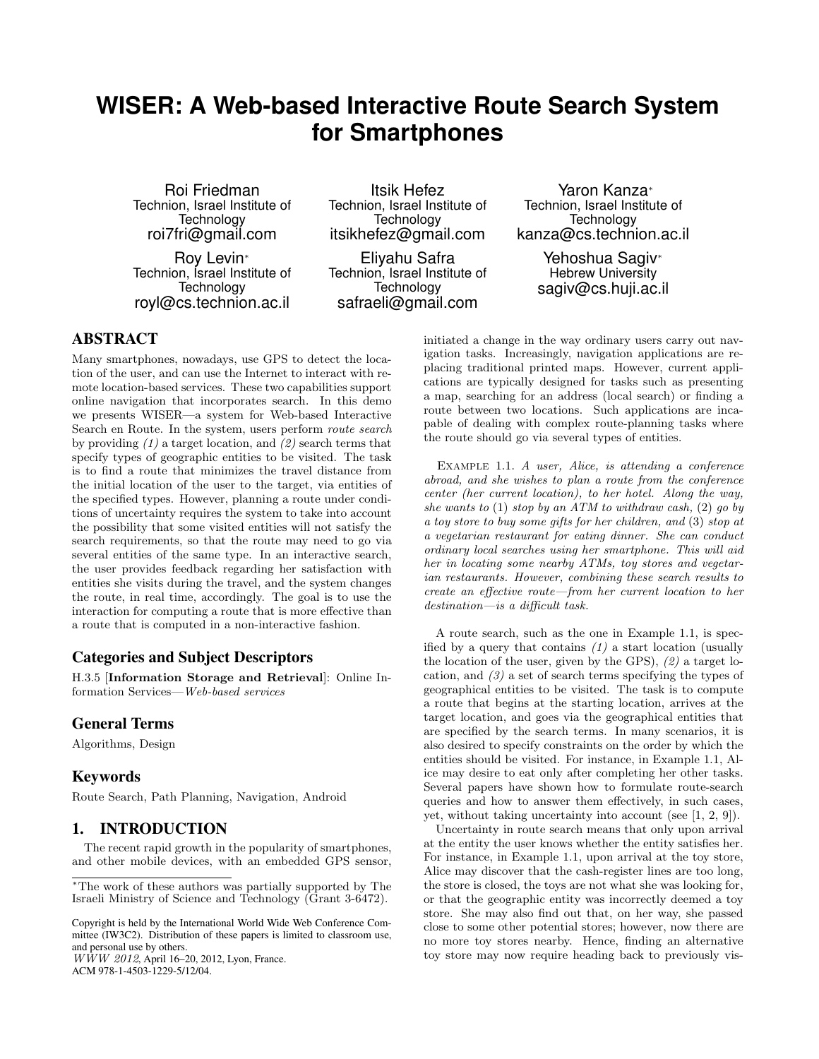# WISER: A Web-based Interactive Route Search System for Smartphones

Roi Friedman
Technion, Israel Institute of Technology
roi7fri@gmail.com

Itsik Hefez
Technion, Israel Institute of Technology
itsikhefez@gmail.com

Yaron Kanza*
Technion, Israel Institute of Technology
kanza@cs.technion.ac.il

Roy Levin*
Technion, Israel Institute of Technology
royl@cs.technion.ac.il

Eliyahu Safra
Technion, Israel Institute of Technology
safraeli@gmail.com

Yehoshua Sagiv*
Hebrew University
sagiv@cs.huji.ac.il

## ABSTRACT

Many smartphones, nowadays, use GPS to detect the location of the user, and can use the Internet to interact with remote location-based services. These two capabilities support online navigation that incorporates search. In this demo we presents WISER—a system for Web-based Interactive Search en Route. In the system, users perform *route search* by providing *(1)* a target location, and *(2)* search terms that specify types of geographic entities to be visited. The task is to find a route that minimizes the travel distance from the initial location of the user to the target, via entities of the specified types. However, planning a route under conditions of uncertainty requires the system to take into account the possibility that some visited entities will not satisfy the search requirements, so that the route may need to go via several entities of the same type. In an interactive search, the user provides feedback regarding her satisfaction with entities she visits during the travel, and the system changes the route, in real time, accordingly. The goal is to use the interaction for computing a route that is more effective than a route that is computed in a non-interactive fashion.

### Categories and Subject Descriptors

H.3.5 [**Information Storage and Retrieval**]: Online Information Services—*Web-based services*

### General Terms

Algorithms, Design

### Keywords

Route Search, Path Planning, Navigation, Android

## 1. INTRODUCTION

The recent rapid growth in the popularity of smartphones, and other mobile devices, with an embedded GPS sensor, initiated a change in the way ordinary users carry out navigation tasks. Increasingly, navigation applications are replacing traditional printed maps. However, current applications are typically designed for tasks such as presenting a map, searching for an address (local search) or finding a route between two locations. Such applications are incapable of dealing with complex route-planning tasks where the route should go via several types of entities.

Example 1.1. *A user, Alice, is attending a conference abroad, and she wishes to plan a route from the conference center (her current location), to her hotel. Along the way, she wants to* (1) *stop by an ATM to withdraw cash,* (2) *go by a toy store to buy some gifts for her children, and* (3) *stop at a vegetarian restaurant for eating dinner. She can conduct ordinary local searches using her smartphone. This will aid her in locating some nearby ATMs, toy stores and vegetarian restaurants. However, combining these search results to create an effective route—from her current location to her destination—is a difficult task.*

A route search, such as the one in Example 1.1, is specified by a query that contains *(1)* a start location (usually the location of the user, given by the GPS), *(2)* a target location, and *(3)* a set of search terms specifying the types of geographical entities to be visited. The task is to compute a route that begins at the starting location, arrives at the target location, and goes via the geographical entities that are specified by the search terms. In many scenarios, it is also desired to specify constraints on the order by which the entities should be visited. For instance, in Example 1.1, Alice may desire to eat only after completing her other tasks. Several papers have shown how to formulate route-search queries and how to answer them effectively, in such cases, yet, without taking uncertainty into account (see [1, 2, 9]).

Uncertainty in route search means that only upon arrival at the entity the user knows whether the entity satisfies her. For instance, in Example 1.1, upon arrival at the toy store, Alice may discover that the cash-register lines are too long, the store is closed, the toys are not what she was looking for, or that the geographic entity was incorrectly deemed a toy store. She may also find out that, on her way, she passed close to some other potential stores; however, now there are no more toy stores nearby. Hence, finding an alternative toy store may now require heading back to previously vis-

*The work of these authors was partially supported by The Israeli Ministry of Science and Technology (Grant 3-6472).

Copyright is held by the International World Wide Web Conference Committee (IW3C2). Distribution of these papers is limited to classroom use, and personal use by others.
*WWW 2012*, April 16–20, 2012, Lyon, France.
ACM 978-1-4503-1229-5/12/04.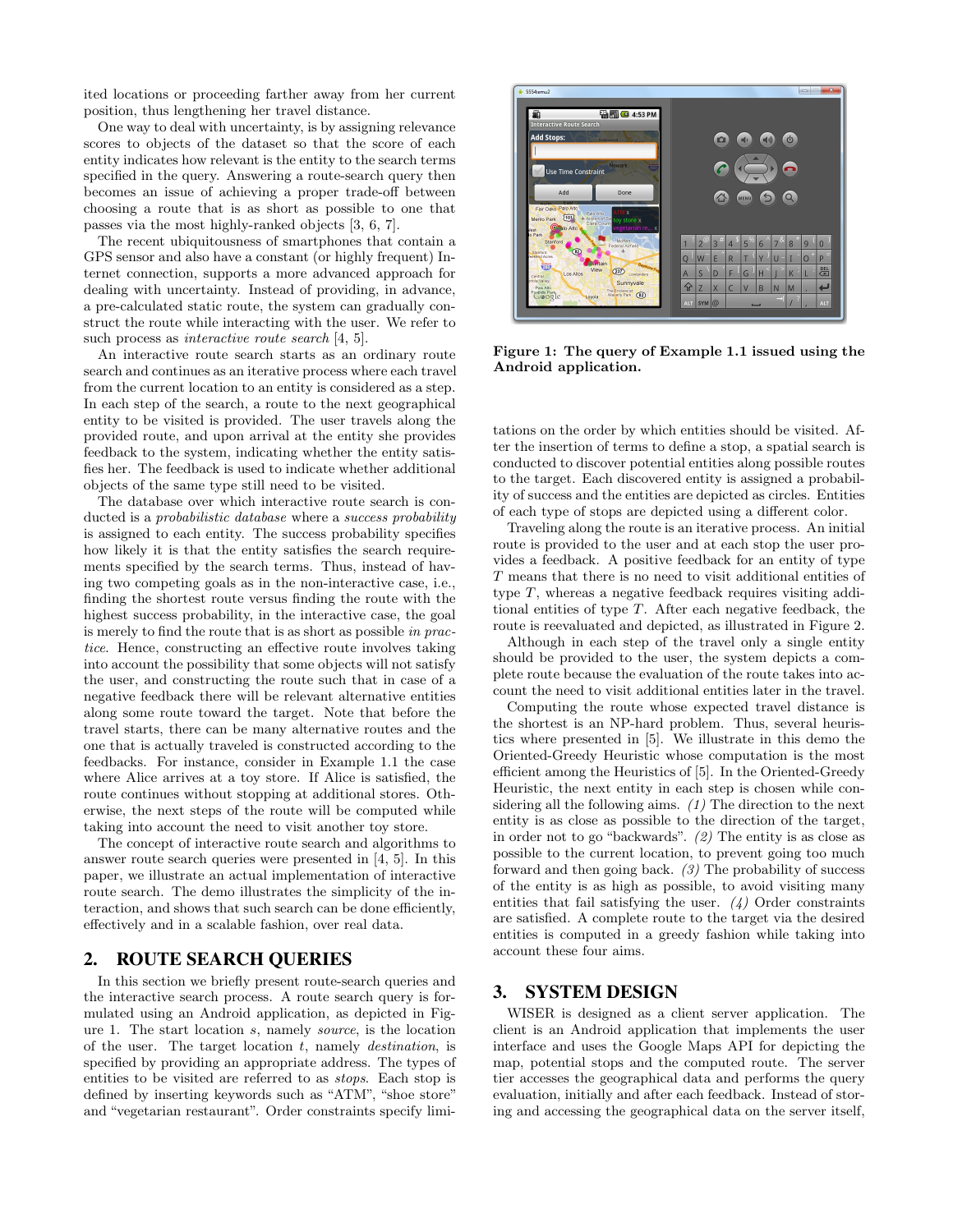ited locations or proceeding farther away from her current position, thus lengthening her travel distance.

One way to deal with uncertainty, is by assigning relevance scores to objects of the dataset so that the score of each entity indicates how relevant is the entity to the search terms specified in the query. Answering a route-search query then becomes an issue of achieving a proper trade-off between choosing a route that is as short as possible to one that passes via the most highly-ranked objects [3, 6, 7].

The recent ubiquitousness of smartphones that contain a GPS sensor and also have a constant (or highly frequent) Internet connection, supports a more advanced approach for dealing with uncertainty. Instead of providing, in advance, a pre-calculated static route, the system can gradually construct the route while interacting with the user. We refer to such process as *interactive route search* [4, 5].

An interactive route search starts as an ordinary route search and continues as an iterative process where each travel from the current location to an entity is considered as a step. In each step of the search, a route to the next geographical entity to be visited is provided. The user travels along the provided route, and upon arrival at the entity she provides feedback to the system, indicating whether the entity satisfies her. The feedback is used to indicate whether additional objects of the same type still need to be visited.

The database over which interactive route search is conducted is a *probabilistic database* where a *success probability* is assigned to each entity. The success probability specifies how likely it is that the entity satisfies the search requirements specified by the search terms. Thus, instead of having two competing goals as in the non-interactive case, i.e., finding the shortest route versus finding the route with the highest success probability, in the interactive case, the goal is merely to find the route that is as short as possible *in practice*. Hence, constructing an effective route involves taking into account the possibility that some objects will not satisfy the user, and constructing the route such that in case of a negative feedback there will be relevant alternative entities along some route toward the target. Note that before the travel starts, there can be many alternative routes and the one that is actually traveled is constructed according to the feedbacks. For instance, consider in Example 1.1 the case where Alice arrives at a toy store. If Alice is satisfied, the route continues without stopping at additional stores. Otherwise, the next steps of the route will be computed while taking into account the need to visit another toy store.

The concept of interactive route search and algorithms to answer route search queries were presented in [4, 5]. In this paper, we illustrate an actual implementation of interactive route search. The demo illustrates the simplicity of the interaction, and shows that such search can be done efficiently, effectively and in a scalable fashion, over real data.

## 2. ROUTE SEARCH QUERIES

In this section we briefly present route-search queries and the interactive search process. A route search query is formulated using an Android application, as depicted in Figure 1. The start location $s$, namely *source*, is the location of the user. The target location $t$, namely *destination*, is specified by providing an appropriate address. The types of entities to be visited are referred to as *stops*. Each stop is defined by inserting keywords such as "ATM", "shoe store" and "vegetarian restaurant". Order constraints specify limitations on the order by which entities should be visited. After the insertion of terms to define a stop, a spatial search is conducted to discover potential entities along possible routes to the target. Each discovered entity is assigned a probability of success and the entities are depicted as circles. Entities of each type of stops are depicted using a different color.

**Figure 1: The query of Example 1.1 issued using the Android application.**

Traveling along the route is an iterative process. An initial route is provided to the user and at each stop the user provides a feedback. A positive feedback for an entity of type $T$ means that there is no need to visit additional entities of type $T$, whereas a negative feedback requires visiting additional entities of type $T$. After each negative feedback, the route is reevaluated and depicted, as illustrated in Figure 2.

Although in each step of the travel only a single entity should be provided to the user, the system depicts a complete route because the evaluation of the route takes into account the need to visit additional entities later in the travel.

Computing the route whose expected travel distance is the shortest is an NP-hard problem. Thus, several heuristics where presented in [5]. We illustrate in this demo the Oriented-Greedy Heuristic whose computation is the most efficient among the Heuristics of [5]. In the Oriented-Greedy Heuristic, the next entity in each step is chosen while considering all the following aims. *(1)* The direction to the next entity is as close as possible to the direction of the target, in order not to go "backwards". *(2)* The entity is as close as possible to the current location, to prevent going too much forward and then going back. *(3)* The probability of success of the entity is as high as possible, to avoid visiting many entities that fail satisfying the user. *(4)* Order constraints are satisfied. A complete route to the target via the desired entities is computed in a greedy fashion while taking into account these four aims.

## 3. SYSTEM DESIGN

WISER is designed as a client server application. The client is an Android application that implements the user interface and uses the Google Maps API for depicting the map, potential stops and the computed route. The server tier accesses the geographical data and performs the query evaluation, initially and after each feedback. Instead of storing and accessing the geographical data on the server itself,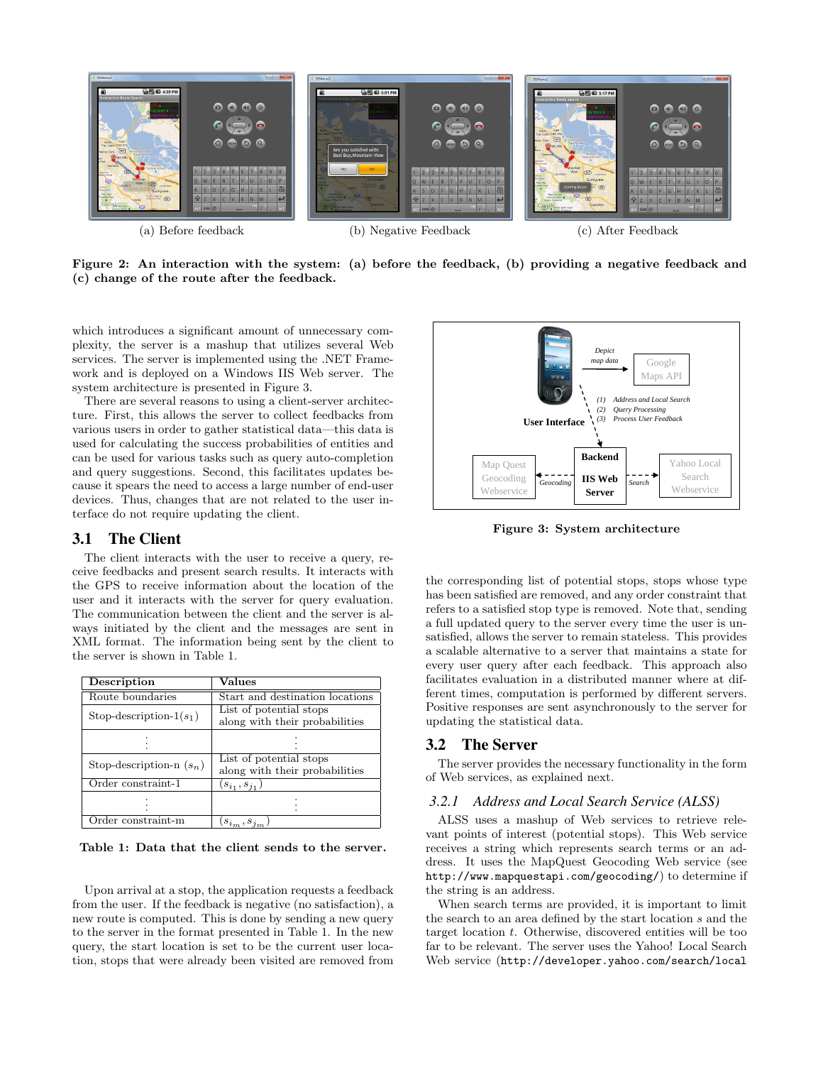(a) Before feedback (b) Negative Feedback (c) After Feedback

**Figure 2: An interaction with the system: (a) before the feedback, (b) providing a negative feedback and (c) change of the route after the feedback.**

which introduces a significant amount of unnecessary complexity, the server is a mashup that utilizes several Web services. The server is implemented using the .NET Framework and is deployed on a Windows IIS Web server. The system architecture is presented in Figure 3.

There are several reasons to using a client-server architecture. First, this allows the server to collect feedbacks from various users in order to gather statistical data—this data is used for calculating the success probabilities of entities and can be used for various tasks such as query auto-completion and query suggestions. Second, this facilitates updates because it spears the need to access a large number of end-user devices. Thus, changes that are not related to the user interface do not require updating the client.

## 3.1 The Client

The client interacts with the user to receive a query, receive feedbacks and present search results. It interacts with the GPS to receive information about the location of the user and it interacts with the server for query evaluation. The communication between the client and the server is always initiated by the client and the messages are sent in XML format. The information being sent by the client to the server is shown in Table 1.

| Description | Values |
|---|---|
| Route boundaries | Start and destination locations |
| Stop-description-1($s_1$) | List of potential stops along with their probabilities |
| ⋮ | ⋮ |
| Stop-description-n ($s_n$) | List of potential stops along with their probabilities |
| Order constraint-1 | $(s_{i_1}, s_{j_1})$ |
| ⋮ | ⋮ |
| Order constraint-m | $(s_{i_m}, s_{j_m})$ |

**Table 1: Data that the client sends to the server.**

Upon arrival at a stop, the application requests a feedback from the user. If the feedback is negative (no satisfaction), a new route is computed. This is done by sending a new query to the server in the format presented in Table 1. In the new query, the start location is set to be the current user location, stops that were already been visited are removed from the corresponding list of potential stops, stops whose type has been satisfied are removed, and any order constraint that refers to a satisfied stop type is removed. Note that, sending a full updated query to the server every time the user is unsatisfied, allows the server to remain stateless. This provides a scalable alternative to a server that maintains a state for every user query after each feedback. This approach also facilitates evaluation in a distributed manner where at different times, computation is performed by different servers. Positive responses are sent asynchronously to the server for updating the statistical data.

User Interface — Depict map data → Google Maps API
(1) Address and Local Search
(2) Query Processing
(3) Process User Feedback
Map Quest Geocoding Webservice ← Geocoding — Backend IIS Web Server — Search → Yahoo Local Search Webservice

**Figure 3: System architecture**

## 3.2 The Server

The server provides the necessary functionality in the form of Web services, as explained next.

### 3.2.1 *Address and Local Search Service (ALSS)*

ALSS uses a mashup of Web services to retrieve relevant points of interest (potential stops). This Web service receives a string which represents search terms or an address. It uses the MapQuest Geocoding Web service (see `http://www.mapquestapi.com/geocoding/`) to determine if the string is an address.

When search terms are provided, it is important to limit the search to an area defined by the start location $s$ and the target location $t$. Otherwise, discovered entities will be too far to be relevant. The server uses the Yahoo! Local Search Web service (`http://developer.yahoo.com/search/local`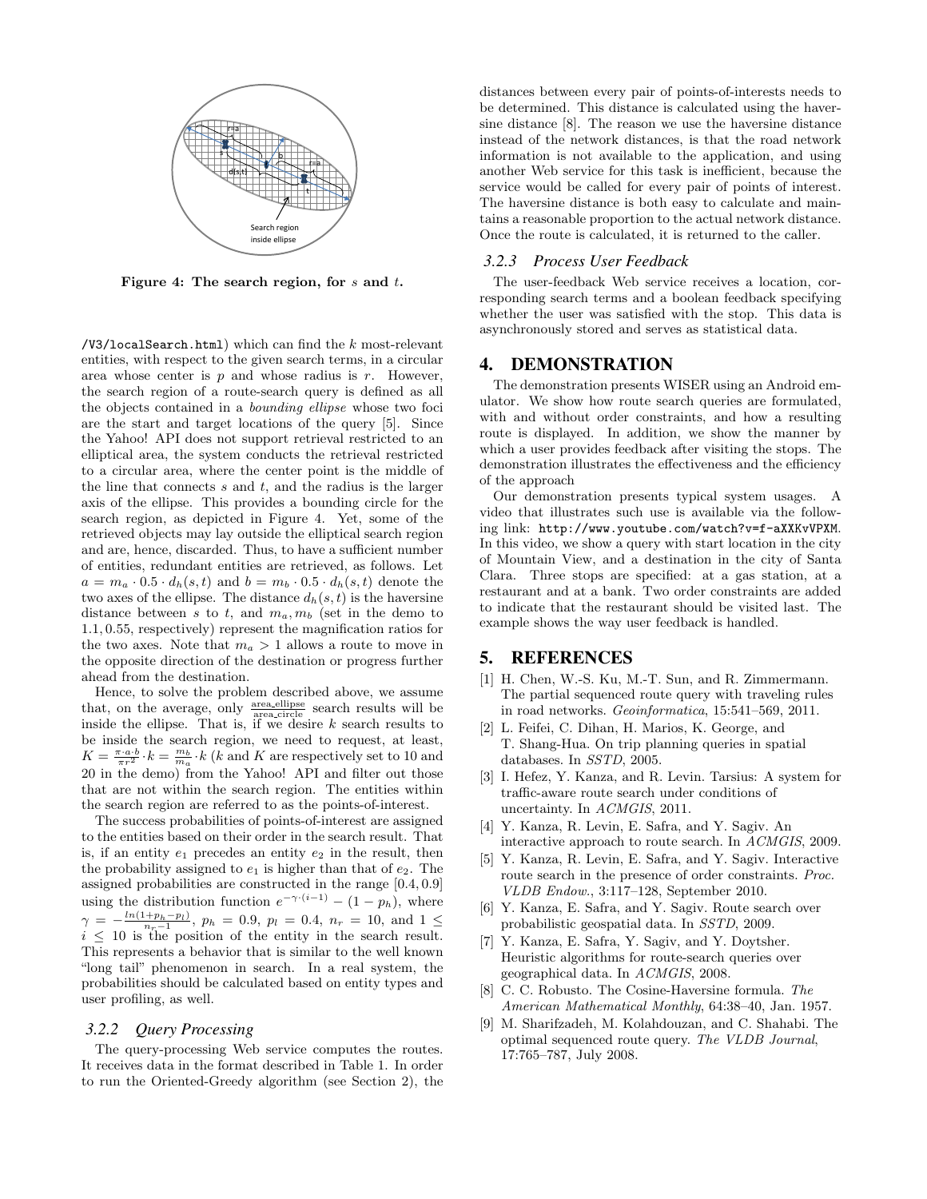Search region inside ellipse

**Figure 4: The search region, for $s$ and $t$.**

`/V3/localSearch.html`) which can find the $k$ most-relevant entities, with respect to the given search terms, in a circular area whose center is $p$ and whose radius is $r$. However, the search region of a route-search query is defined as all the objects contained in a *bounding ellipse* whose two foci are the start and target locations of the query [5]. Since the Yahoo! API does not support retrieval restricted to an elliptical area, the system conducts the retrieval restricted to a circular area, where the center point is the middle of the line that connects $s$ and $t$, and the radius is the larger axis of the ellipse. This provides a bounding circle for the search region, as depicted in Figure 4. Yet, some of the retrieved objects may lay outside the elliptical search region and are, hence, discarded. Thus, to have a sufficient number of entities, redundant entities are retrieved, as follows. Let $a = m_a \cdot 0.5 \cdot d_h(s,t)$ and $b = m_b \cdot 0.5 \cdot d_h(s,t)$ denote the two axes of the ellipse. The distance $d_h(s,t)$ is the haversine distance between $s$ to $t$, and $m_a, m_b$ (set in the demo to $1.1, 0.55$, respectively) represent the magnification ratios for the two axes. Note that $m_a > 1$ allows a route to move in the opposite direction of the destination or progress further ahead from the destination.

Hence, to solve the problem described above, we assume that, on the average, only $\frac{\text{area\_ellipse}}{\text{area\_circle}}$ search results will be inside the ellipse. That is, if we desire $k$ search results to be inside the search region, we need to request, at least, $K = \frac{\pi \cdot a \cdot b}{\pi r^2} \cdot k = \frac{m_b}{m_a} \cdot k$ ($k$ and $K$ are respectively set to 10 and 20 in the demo) from the Yahoo! API and filter out those that are not within the search region. The entities within the search region are referred to as the points-of-interest.

The success probabilities of points-of-interest are assigned to the entities based on their order in the search result. That is, if an entity $e_1$ precedes an entity $e_2$ in the result, then the probability assigned to $e_1$ is higher than that of $e_2$. The assigned probabilities are constructed in the range $[0.4, 0.9]$ using the distribution function $e^{-\gamma \cdot (i-1)} - (1 - p_h)$, where $\gamma = -\frac{\ln(1+p_h-p_l)}{n_r - 1}$, $p_h = 0.9$, $p_l = 0.4$, $n_r = 10$, and $1 \leq i \leq 10$ is the position of the entity in the search result. This represents a behavior that is similar to the well known "long tail" phenomenon in search. In a real system, the probabilities should be calculated based on entity types and user profiling, as well.

### 3.2.2 Query Processing

The query-processing Web service computes the routes. It receives data in the format described in Table 1. In order to run the Oriented-Greedy algorithm (see Section 2), the distances between every pair of points-of-interests needs to be determined. This distance is calculated using the haversine distance [8]. The reason we use the haversine distance instead of the network distances, is that the road network information is not available to the application, and using another Web service for this task is inefficient, because the service would be called for every pair of points of interest. The haversine distance is both easy to calculate and maintains a reasonable proportion to the actual network distance. Once the route is calculated, it is returned to the caller.

### 3.2.3 Process User Feedback

The user-feedback Web service receives a location, corresponding search terms and a boolean feedback specifying whether the user was satisfied with the stop. This data is asynchronously stored and serves as statistical data.

## 4. DEMONSTRATION

The demonstration presents WISER using an Android emulator. We show how route search queries are formulated, with and without order constraints, and how a resulting route is displayed. In addition, we show the manner by which a user provides feedback after visiting the stops. The demonstration illustrates the effectiveness and the efficiency of the approach

Our demonstration presents typical system usages. A video that illustrates such use is available via the following link: `http://www.youtube.com/watch?v=f-aXXKvVPXM`. In this video, we show a query with start location in the city of Mountain View, and a destination in the city of Santa Clara. Three stops are specified: at a gas station, at a restaurant and at a bank. Two order constraints are added to indicate that the restaurant should be visited last. The example shows the way user feedback is handled.

## 5. REFERENCES

[1] H. Chen, W.-S. Ku, M.-T. Sun, and R. Zimmermann. The partial sequenced route query with traveling rules in road networks. *Geoinformatica*, 15:541–569, 2011.

[2] L. Feifei, C. Dihan, H. Marios, K. George, and T. Shang-Hua. On trip planning queries in spatial databases. In *SSTD*, 2005.

[3] I. Hefez, Y. Kanza, and R. Levin. Tarsius: A system for traffic-aware route search under conditions of uncertainty. In *ACMGIS*, 2011.

[4] Y. Kanza, R. Levin, E. Safra, and Y. Sagiv. An interactive approach to route search. In *ACMGIS*, 2009.

[5] Y. Kanza, R. Levin, E. Safra, and Y. Sagiv. Interactive route search in the presence of order constraints. *Proc. VLDB Endow.*, 3:117–128, September 2010.

[6] Y. Kanza, E. Safra, and Y. Sagiv. Route search over probabilistic geospatial data. In *SSTD*, 2009.

[7] Y. Kanza, E. Safra, Y. Sagiv, and Y. Doytsher. Heuristic algorithms for route-search queries over geographical data. In *ACMGIS*, 2008.

[8] C. C. Robusto. The Cosine-Haversine formula. *The American Mathematical Monthly*, 64:38–40, Jan. 1957.

[9] M. Sharifzadeh, M. Kolahdouzan, and C. Shahabi. The optimal sequenced route query. *The VLDB Journal*, 17:765–787, July 2008.